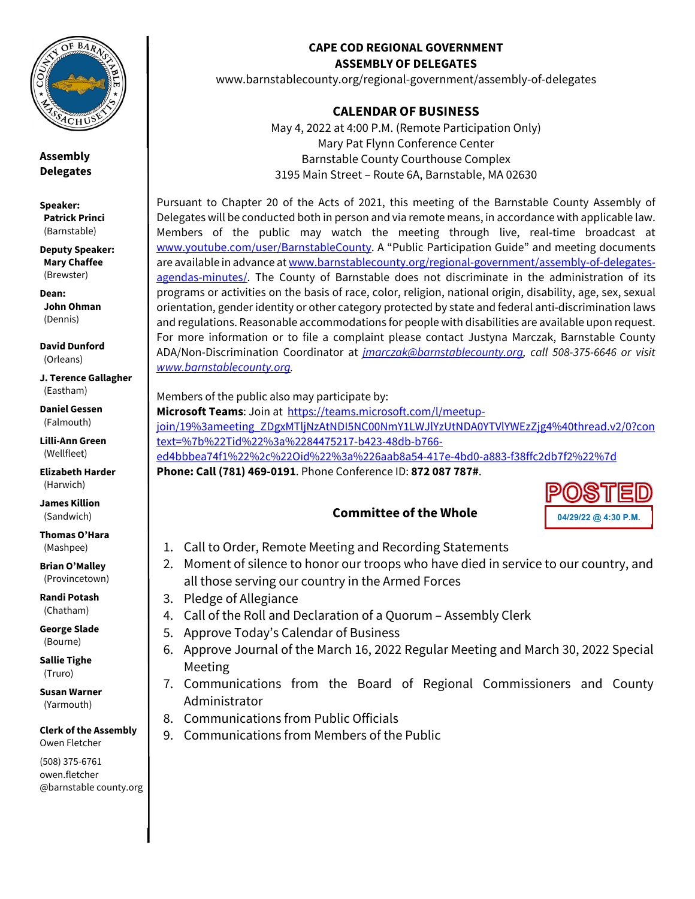**Assembly Delegates**

**Speaker:**
**Patrick Princi**
(Barnstable)

**Deputy Speaker:**
**Mary Chaffee**
(Brewster)

**Dean:**
**John Ohman**
(Dennis)

**David Dunford**
(Orleans)

**J. Terence Gallagher**
(Eastham)

**Daniel Gessen**
(Falmouth)

**Lilli-Ann Green**
(Wellfleet)

**Elizabeth Harder**
(Harwich)

**James Killion**
(Sandwich)

**Thomas O'Hara**
(Mashpee)

**Brian O'Malley**
(Provincetown)

**Randi Potash**
(Chatham)

**George Slade**
(Bourne)

**Sallie Tighe**
(Truro)

**Susan Warner**
(Yarmouth)

**Clerk of the Assembly**
Owen Fletcher

(508) 375-6761
owen.fletcher
@barnstable county.org

# CAPE COD REGIONAL GOVERNMENT
# ASSEMBLY OF DELEGATES

www.barnstablecounty.org/regional-government/assembly-of-delegates

## CALENDAR OF BUSINESS

May 4, 2022 at 4:00 P.M. (Remote Participation Only)
Mary Pat Flynn Conference Center
Barnstable County Courthouse Complex
3195 Main Street – Route 6A, Barnstable, MA 02630

Pursuant to Chapter 20 of the Acts of 2021, this meeting of the Barnstable County Assembly of Delegates will be conducted both in person and via remote means, in accordance with applicable law. Members of the public may watch the meeting through live, real-time broadcast at www.youtube.com/user/BarnstableCounty. A "Public Participation Guide" and meeting documents are available in advance at www.barnstablecounty.org/regional-government/assembly-of-delegates-agendas-minutes/. The County of Barnstable does not discriminate in the administration of its programs or activities on the basis of race, color, religion, national origin, disability, age, sex, sexual orientation, gender identity or other category protected by state and federal anti-discrimination laws and regulations. Reasonable accommodations for people with disabilities are available upon request. For more information or to file a complaint please contact Justyna Marczak, Barnstable County ADA/Non-Discrimination Coordinator at *jmarczak@barnstablecounty.org, call 508-375-6646 or visit www.barnstablecounty.org.*

Members of the public also may participate by:
**Microsoft Teams**: Join at https://teams.microsoft.com/l/meetup-join/19%3ameeting_ZDgxMTljNzAtNDI5NC00NmY1LWJlYzUtNDA0YTVlYWEzZjg4%40thread.v2/0?context=%7b%22Tid%22%3a%2284475217-b423-48db-b766-ed4bbbea74f1%22%2c%22Oid%22%3a%226aab8a54-417e-4bd0-a883-f38ffc2db7f2%22%7d
**Phone: Call (781) 469-0191**. Phone Conference ID: **872 087 787#**.

POSTED
04/29/22 @ 4:30 P.M.

### Committee of the Whole

1. Call to Order, Remote Meeting and Recording Statements
2. Moment of silence to honor our troops who have died in service to our country, and all those serving our country in the Armed Forces
3. Pledge of Allegiance
4. Call of the Roll and Declaration of a Quorum – Assembly Clerk
5. Approve Today's Calendar of Business
6. Approve Journal of the March 16, 2022 Regular Meeting and March 30, 2022 Special Meeting
7. Communications from the Board of Regional Commissioners and County Administrator
8. Communications from Public Officials
9. Communications from Members of the Public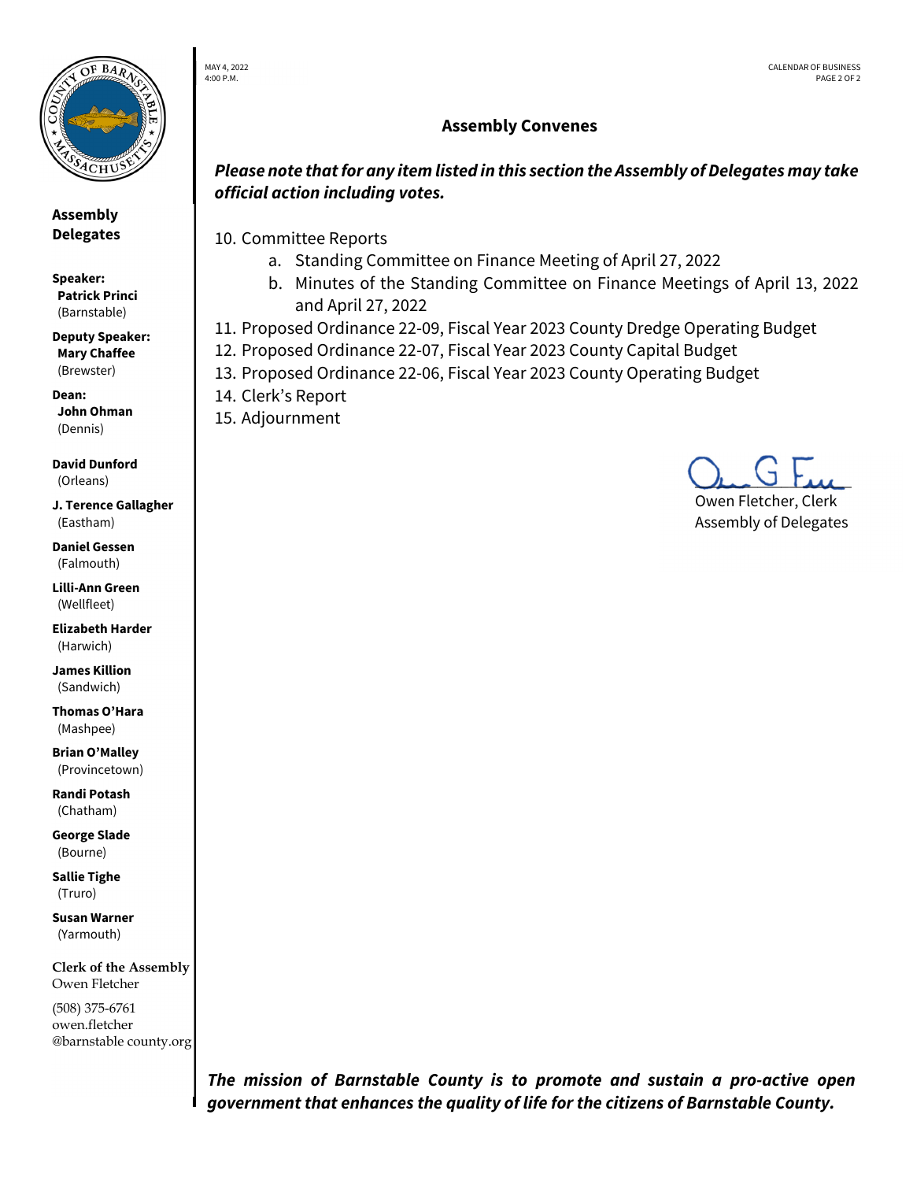MAY 4, 2022
4:00 P.M.

CALENDAR OF BUSINESS

## Assembly Convenes

***Please note that for any item listed in this section the Assembly of Delegates may take official action including votes.***

10. Committee Reports
    a. Standing Committee on Finance Meeting of April 27, 2022
    b. Minutes of the Standing Committee on Finance Meetings of April 13, 2022 and April 27, 2022
11. Proposed Ordinance 22-09, Fiscal Year 2023 County Dredge Operating Budget
12. Proposed Ordinance 22-07, Fiscal Year 2023 County Capital Budget
13. Proposed Ordinance 22-06, Fiscal Year 2023 County Operating Budget
14. Clerk's Report
15. Adjournment

Owen Fletcher, Clerk
Assembly of Delegates

**Assembly Delegates**

**Speaker:**
**Patrick Princi**
(Barnstable)

**Deputy Speaker:**
**Mary Chaffee**
(Brewster)

**Dean:**
**John Ohman**
(Dennis)

**David Dunford**
(Orleans)

**J. Terence Gallagher**
(Eastham)

**Daniel Gessen**
(Falmouth)

**Lilli-Ann Green**
(Wellfleet)

**Elizabeth Harder**
(Harwich)

**James Killion**
(Sandwich)

**Thomas O'Hara**
(Mashpee)

**Brian O'Malley**
(Provincetown)

**Randi Potash**
(Chatham)

**George Slade**
(Bourne)

**Sallie Tighe**
(Truro)

**Susan Warner**
(Yarmouth)

**Clerk of the Assembly**
Owen Fletcher

(508) 375-6761
owen.fletcher
@barnstable county.org

***The mission of Barnstable County is to promote and sustain a pro-active open government that enhances the quality of life for the citizens of Barnstable County.***